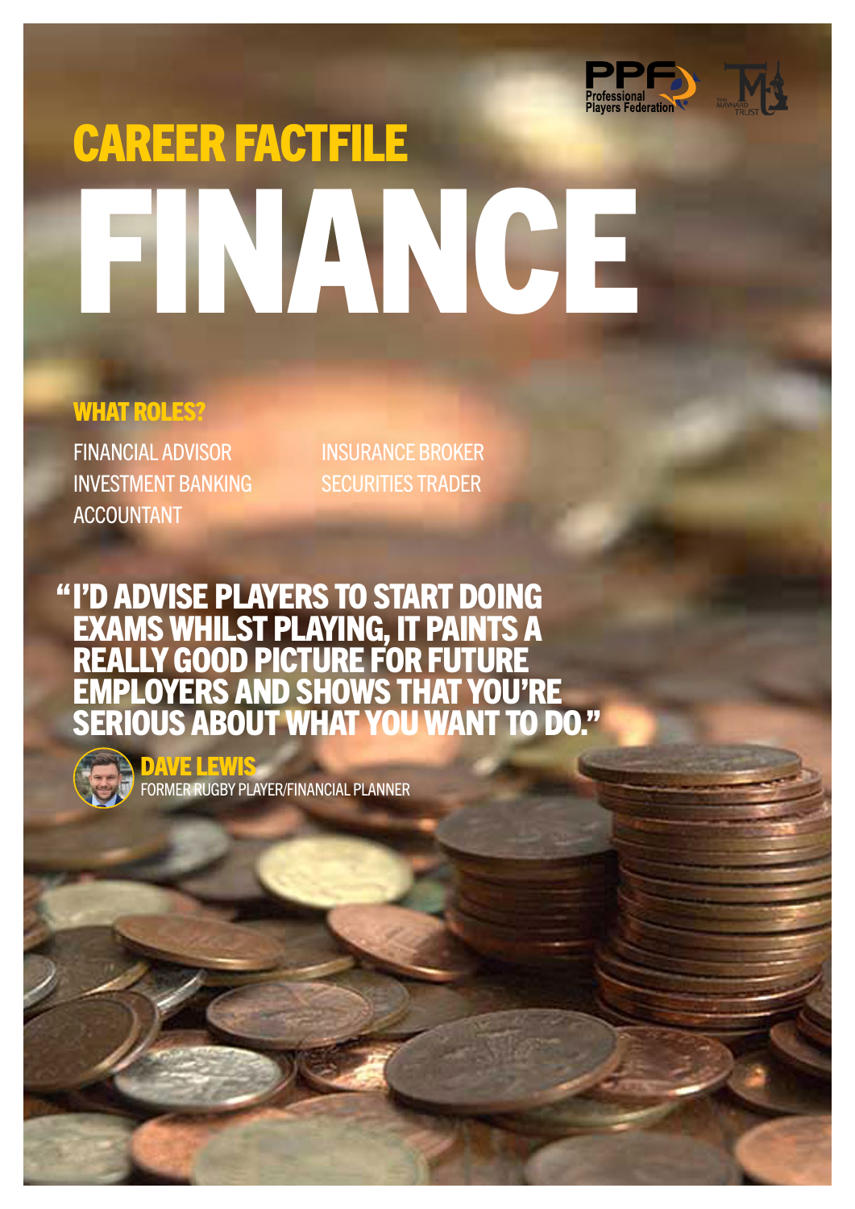Professional Players Federation

The Maynard Trust

# CAREER FACTFILE

# FINANCE

## WHAT ROLES?

- FINANCIAL ADVISOR
- INVESTMENT BANKING
- ACCOUNTANT
- INSURANCE BROKER
- SECURITIES TRADER

**"I'D ADVISE PLAYERS TO START DOING EXAMS WHILST PLAYING, IT PAINTS A REALLY GOOD PICTURE FOR FUTURE EMPLOYERS AND SHOWS THAT YOU'RE SERIOUS ABOUT WHAT YOU WANT TO DO."**

**DAVE LEWIS**
FORMER RUGBY PLAYER/FINANCIAL PLANNER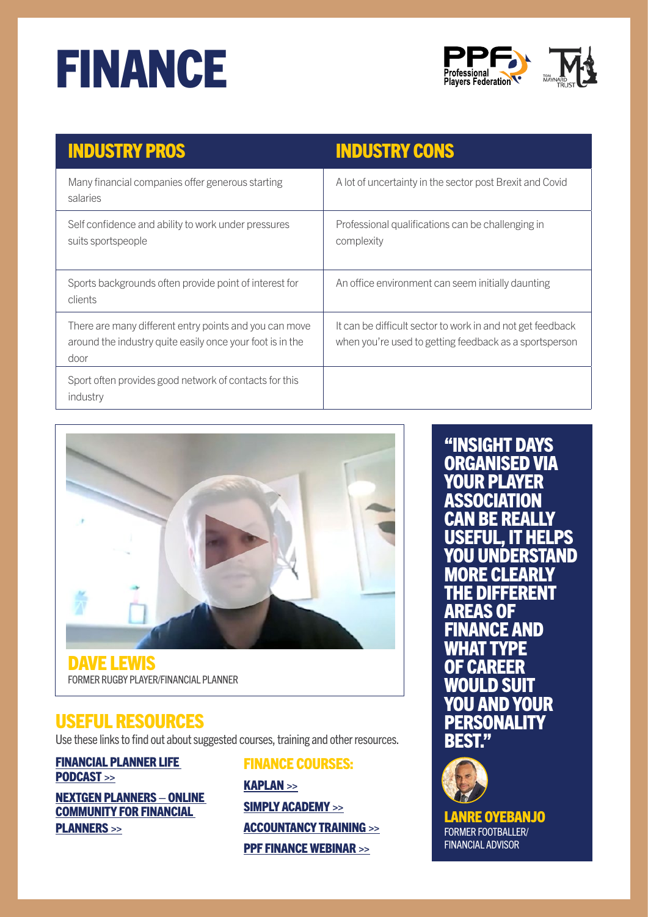# FINANCE

| INDUSTRY PROS | INDUSTRY CONS |
|---|---|
| Many financial companies offer generous starting salaries | A lot of uncertainty in the sector post Brexit and Covid |
| Self confidence and ability to work under pressures suits sportspeople | Professional qualifications can be challenging in complexity |
| Sports backgrounds often provide point of interest for clients | An office environment can seem initially daunting |
| There are many different entry points and you can move around the industry quite easily once your foot is in the door | It can be difficult sector to work in and not get feedback when you're used to getting feedback as a sportsperson |
| Sport often provides good network of contacts for this industry | |

**DAVE LEWIS**
FORMER RUGBY PLAYER/FINANCIAL PLANNER

**"INSIGHT DAYS ORGANISED VIA YOUR PLAYER ASSOCIATION CAN BE REALLY USEFUL, IT HELPS YOU UNDERSTAND MORE CLEARLY THE DIFFERENT AREAS OF FINANCE AND WHAT TYPE OF CAREER WOULD SUIT YOU AND YOUR PERSONALITY BEST."**

**LANRE OYEBANJO**
FORMER FOOTBALLER/ FINANCIAL ADVISOR

## USEFUL RESOURCES

Use these links to find out about suggested courses, training and other resources.

**FINANCIAL PLANNER LIFE PODCAST >>**

**NEXTGEN PLANNERS – ONLINE COMMUNITY FOR FINANCIAL PLANNERS >>**

### FINANCE COURSES:

**KAPLAN >>**

**SIMPLY ACADEMY >>**

**ACCOUNTANCY TRAINING >>**

**PPF FINANCE WEBINAR >>**